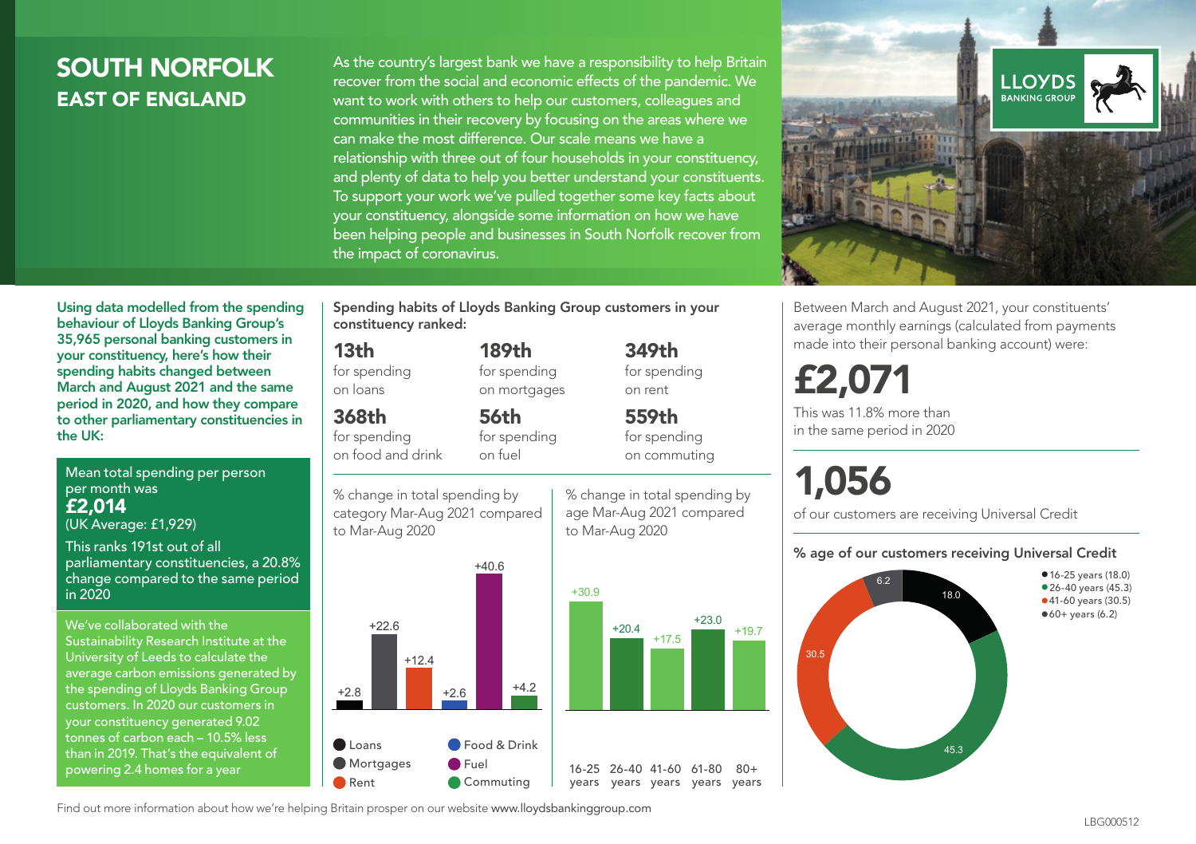# SOUTH NORFOLK
## EAST OF ENGLAND

As the country's largest bank we have a responsibility to help Britain recover from the social and economic effects of the pandemic. We want to work with others to help our customers, colleagues and communities in their recovery by focusing on the areas where we can make the most difference. Our scale means we have a relationship with three out of four households in your constituency, and plenty of data to help you better understand your constituents. To support your work we've pulled together some key facts about your constituency, alongside some information on how we have been helping people and businesses in South Norfolk recover from the impact of coronavirus.

LLOYDS BANKING GROUP

**Using data modelled from the spending behaviour of Lloyds Banking Group's 35,965 personal banking customers in your constituency, here's how their spending habits changed between March and August 2021 and the same period in 2020, and how they compare to other parliamentary constituencies in the UK:**

Mean total spending per person per month was
**£2,014**
(UK Average: £1,929)

This ranks 191st out of all parliamentary constituencies, a 20.8% change compared to the same period in 2020

We've collaborated with the Sustainability Research Institute at the University of Leeds to calculate the average carbon emissions generated by the spending of Lloyds Banking Group customers. In 2020 our customers in your constituency generated 9.02 tonnes of carbon each – 10.5% less than in 2019. That's the equivalent of powering 2.4 homes for a year

**Spending habits of Lloyds Banking Group customers in your constituency ranked:**

- **13th** for spending on loans
- **189th** for spending on mortgages
- **349th** for spending on rent
- **368th** for spending on food and drink
- **56th** for spending on fuel
- **559th** for spending on commuting

% change in total spending by category Mar-Aug 2021 compared to Mar-Aug 2020

| Category | % change |
|---|---|
| Loans | +2.8 |
| Mortgages | +22.6 |
| Rent | +12.4 |
| Food & Drink | +2.6 |
| Fuel | +40.6 |
| Commuting | +4.2 |

% change in total spending by age Mar-Aug 2021 compared to Mar-Aug 2020

| Age | % change |
|---|---|
| 16-25 years | +30.9 |
| 26-40 years | +20.4 |
| 41-60 years | +17.5 |
| 61-80 years | +23.0 |
| 80+ years | +19.7 |

Between March and August 2021, your constituents' average monthly earnings (calculated from payments made into their personal banking account) were:

**£2,071**

This was 11.8% more than in the same period in 2020

**1,056**

of our customers are receiving Universal Credit

**% age of our customers receiving Universal Credit**

| Age | % |
|---|---|
| 16-25 years | 18.0 |
| 26-40 years | 45.3 |
| 41-60 years | 30.5 |
| 60+ years | 6.2 |

Find out more information about how we're helping Britain prosper on our website www.lloydsbankinggroup.com

LBG000512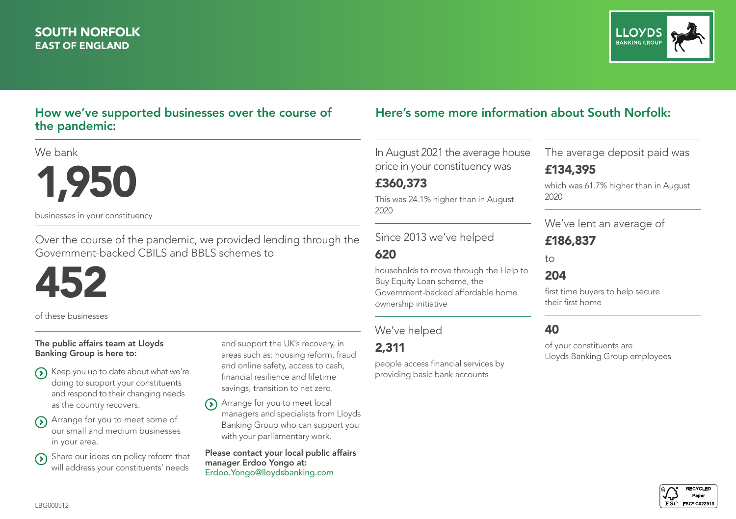# SOUTH NORFOLK
## EAST OF ENGLAND

LLOYDS BANKING GROUP

## How we've supported businesses over the course of the pandemic:

We bank

**1,950**

businesses in your constituency

Over the course of the pandemic, we provided lending through the Government-backed CBILS and BBLS schemes to

**452**

of these businesses

**The public affairs team at Lloyds Banking Group is here to:**

- Keep you up to date about what we're doing to support your constituents and respond to their changing needs as the country recovers.
- Arrange for you to meet some of our small and medium businesses in your area.
- Share our ideas on policy reform that will address your constituents' needs and support the UK's recovery, in areas such as: housing reform, fraud and online safety, access to cash, financial resilience and lifetime savings, transition to net zero.
- Arrange for you to meet local managers and specialists from Lloyds Banking Group who can support you with your parliamentary work.

**Please contact your local public affairs manager Erdoo Yongo at:**
Erdoo.Yongo@lloydsbanking.com

## Here's some more information about South Norfolk:

In August 2021 the average house price in your constituency was

**£360,373**

This was 24.1% higher than in August 2020

Since 2013 we've helped

**620**

households to move through the Help to Buy Equity Loan scheme, the Government-backed affordable home ownership initiative

We've helped

**2,311**

people access financial services by providing basic bank accounts

The average deposit paid was

**£134,395**

which was 61.7% higher than in August 2020

We've lent an average of

**£186,837**

to

**204**

first time buyers to help secure their first home

**40**

of your constituents are Lloyds Banking Group employees

LBG000512